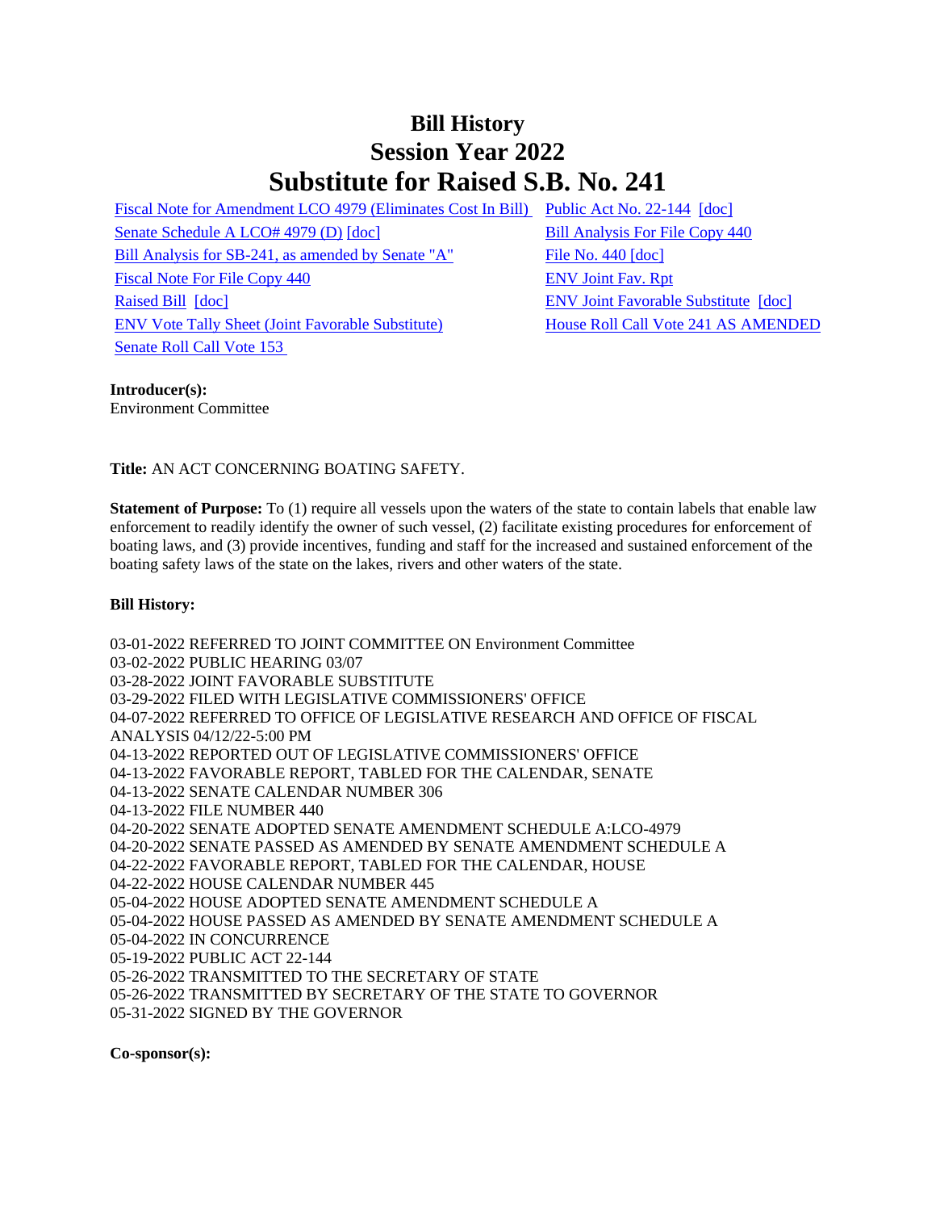# Bill History
# Session Year 2022
# Substitute for Raised S.B. No. 241

Fiscal Note for Amendment LCO 4979 (Eliminates Cost In Bill)
Senate Schedule A LCO# 4979 (D) [doc]
Bill Analysis for SB-241, as amended by Senate "A"
Fiscal Note For File Copy 440
Raised Bill [doc]
ENV Vote Tally Sheet (Joint Favorable Substitute)
Senate Roll Call Vote 153
Public Act No. 22-144 [doc]
Bill Analysis For File Copy 440
File No. 440 [doc]
ENV Joint Fav. Rpt
ENV Joint Favorable Substitute [doc]
House Roll Call Vote 241 AS AMENDED

**Introducer(s):**
Environment Committee

**Title:** AN ACT CONCERNING BOATING SAFETY.

**Statement of Purpose:** To (1) require all vessels upon the waters of the state to contain labels that enable law enforcement to readily identify the owner of such vessel, (2) facilitate existing procedures for enforcement of boating laws, and (3) provide incentives, funding and staff for the increased and sustained enforcement of the boating safety laws of the state on the lakes, rivers and other waters of the state.

**Bill History:**

03-01-2022 REFERRED TO JOINT COMMITTEE ON Environment Committee
03-02-2022 PUBLIC HEARING 03/07
03-28-2022 JOINT FAVORABLE SUBSTITUTE
03-29-2022 FILED WITH LEGISLATIVE COMMISSIONERS' OFFICE
04-07-2022 REFERRED TO OFFICE OF LEGISLATIVE RESEARCH AND OFFICE OF FISCAL ANALYSIS 04/12/22-5:00 PM
04-13-2022 REPORTED OUT OF LEGISLATIVE COMMISSIONERS' OFFICE
04-13-2022 FAVORABLE REPORT, TABLED FOR THE CALENDAR, SENATE
04-13-2022 SENATE CALENDAR NUMBER 306
04-13-2022 FILE NUMBER 440
04-20-2022 SENATE ADOPTED SENATE AMENDMENT SCHEDULE A:LCO-4979
04-20-2022 SENATE PASSED AS AMENDED BY SENATE AMENDMENT SCHEDULE A
04-22-2022 FAVORABLE REPORT, TABLED FOR THE CALENDAR, HOUSE
04-22-2022 HOUSE CALENDAR NUMBER 445
05-04-2022 HOUSE ADOPTED SENATE AMENDMENT SCHEDULE A
05-04-2022 HOUSE PASSED AS AMENDED BY SENATE AMENDMENT SCHEDULE A
05-04-2022 IN CONCURRENCE
05-19-2022 PUBLIC ACT 22-144
05-26-2022 TRANSMITTED TO THE SECRETARY OF STATE
05-26-2022 TRANSMITTED BY SECRETARY OF THE STATE TO GOVERNOR
05-31-2022 SIGNED BY THE GOVERNOR

**Co-sponsor(s):**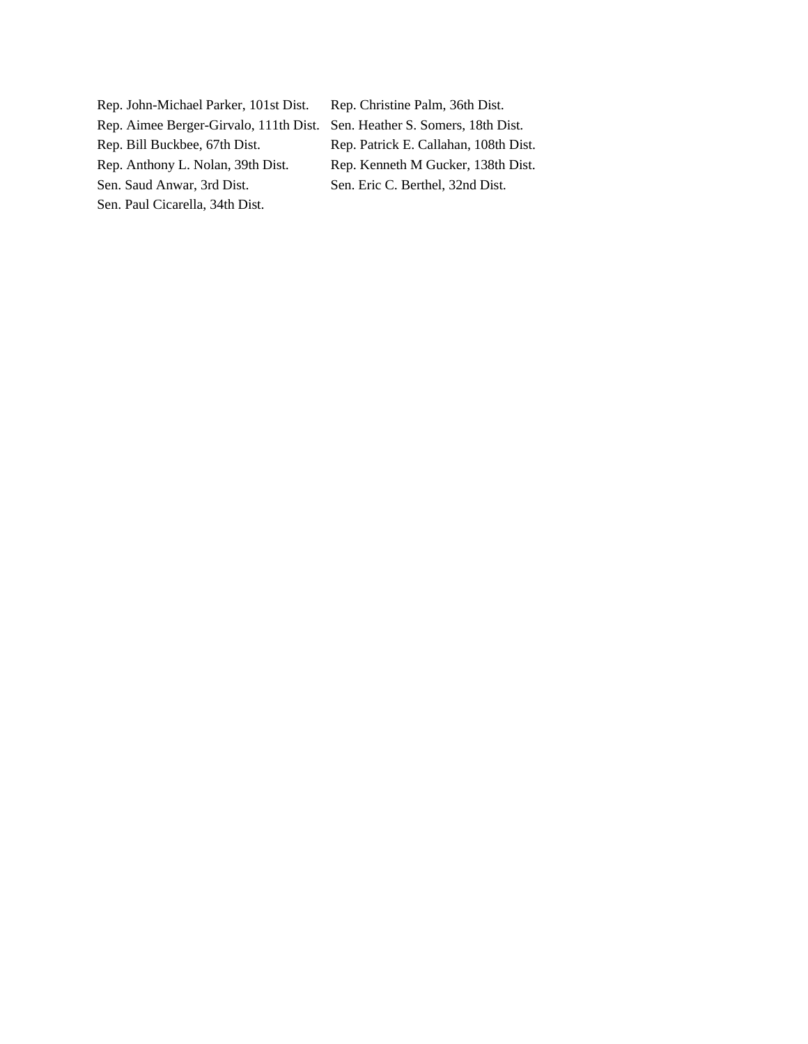Rep. John-Michael Parker, 101st Dist.
Rep. Aimee Berger-Girvalo, 111th Dist.
Rep. Bill Buckbee, 67th Dist.
Rep. Anthony L. Nolan, 39th Dist.
Sen. Saud Anwar, 3rd Dist.
Sen. Paul Cicarella, 34th Dist.
Rep. Christine Palm, 36th Dist.
Sen. Heather S. Somers, 18th Dist.
Rep. Patrick E. Callahan, 108th Dist.
Rep. Kenneth M Gucker, 138th Dist.
Sen. Eric C. Berthel, 32nd Dist.